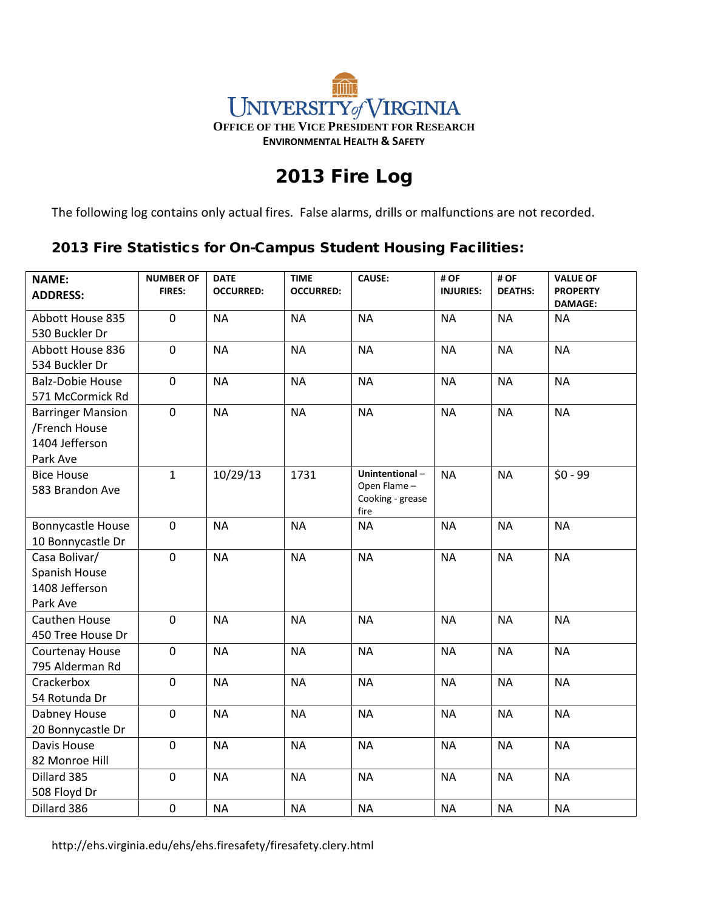UNIVERSITY of VIRGINIA
OFFICE OF THE VICE PRESIDENT FOR RESEARCH
ENVIRONMENTAL HEALTH & SAFETY

# 2013 Fire Log

The following log contains only actual fires. False alarms, drills or malfunctions are not recorded.

## 2013 Fire Statistics for On-Campus Student Housing Facilities:

| NAME: ADDRESS: | NUMBER OF FIRES: | DATE OCCURRED: | TIME OCCURRED: | CAUSE: | # OF INJURIES: | # OF DEATHS: | VALUE OF PROPERTY DAMAGE: |
|---|---|---|---|---|---|---|---|
| Abbott House 835 530 Buckler Dr | 0 | NA | NA | NA | NA | NA | NA |
| Abbott House 836 534 Buckler Dr | 0 | NA | NA | NA | NA | NA | NA |
| Balz-Dobie House 571 McCormick Rd | 0 | NA | NA | NA | NA | NA | NA |
| Barringer Mansion /French House 1404 Jefferson Park Ave | 0 | NA | NA | NA | NA | NA | NA |
| Bice House 583 Brandon Ave | 1 | 10/29/13 | 1731 | **Unintentional** – Open Flame – Cooking - grease fire | NA | NA | $0 - 99 |
| Bonnycastle House 10 Bonnycastle Dr | 0 | NA | NA | NA | NA | NA | NA |
| Casa Bolivar/ Spanish House 1408 Jefferson Park Ave | 0 | NA | NA | NA | NA | NA | NA |
| Cauthen House 450 Tree House Dr | 0 | NA | NA | NA | NA | NA | NA |
| Courtenay House 795 Alderman Rd | 0 | NA | NA | NA | NA | NA | NA |
| Crackerbox 54 Rotunda Dr | 0 | NA | NA | NA | NA | NA | NA |
| Dabney House 20 Bonnycastle Dr | 0 | NA | NA | NA | NA | NA | NA |
| Davis House 82 Monroe Hill | 0 | NA | NA | NA | NA | NA | NA |
| Dillard 385 508 Floyd Dr | 0 | NA | NA | NA | NA | NA | NA |
| Dillard 386 | 0 | NA | NA | NA | NA | NA | NA |

http://ehs.virginia.edu/ehs/ehs.firesafety/firesafety.clery.html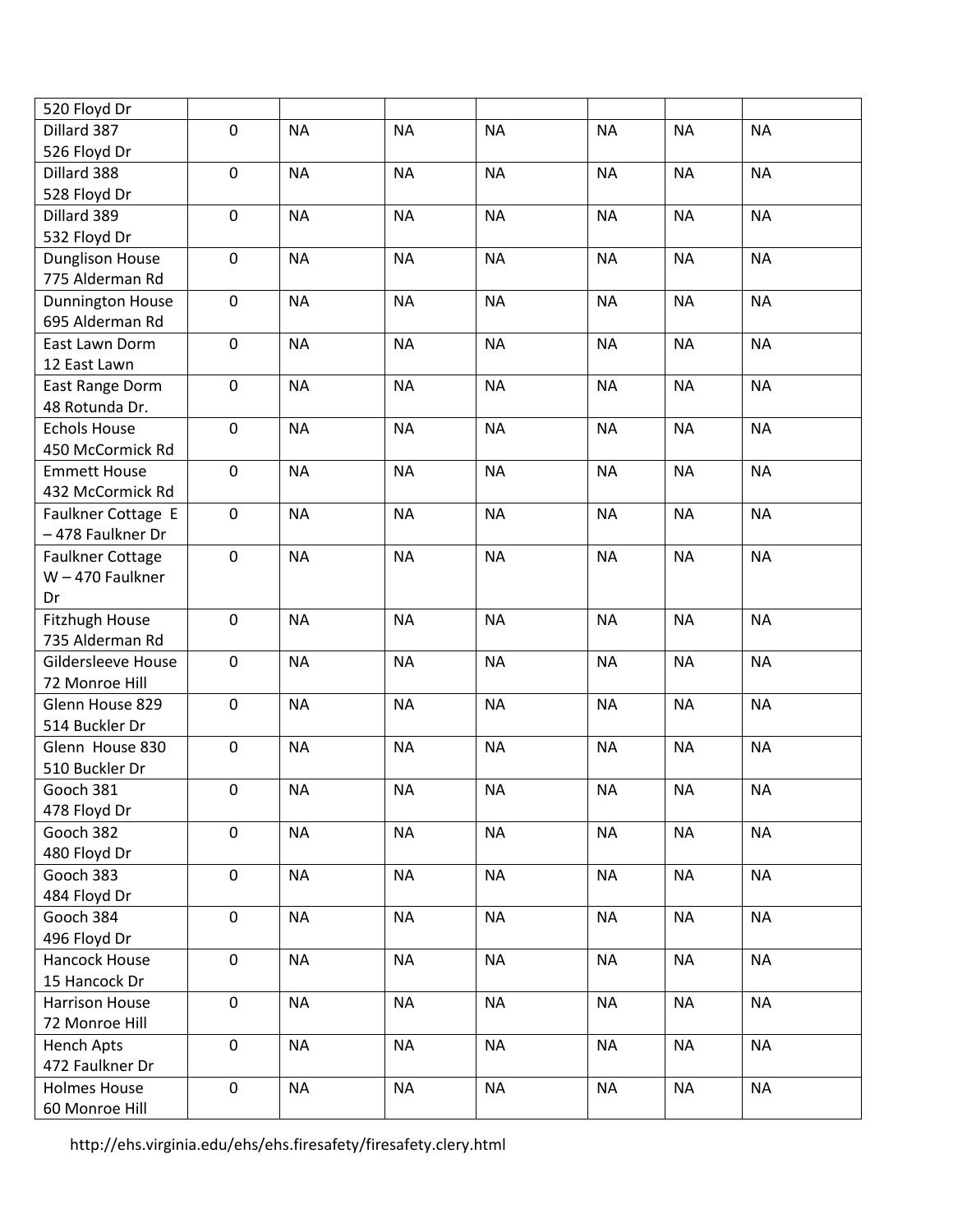| | | | | | | | |
|---|---|---|---|---|---|---|---|
| 520 Floyd Dr | | | | | | | |
| Dillard 387 526 Floyd Dr | 0 | NA | NA | NA | NA | NA | NA |
| Dillard 388 528 Floyd Dr | 0 | NA | NA | NA | NA | NA | NA |
| Dillard 389 532 Floyd Dr | 0 | NA | NA | NA | NA | NA | NA |
| Dunglison House 775 Alderman Rd | 0 | NA | NA | NA | NA | NA | NA |
| Dunnington House 695 Alderman Rd | 0 | NA | NA | NA | NA | NA | NA |
| East Lawn Dorm 12 East Lawn | 0 | NA | NA | NA | NA | NA | NA |
| East Range Dorm 48 Rotunda Dr. | 0 | NA | NA | NA | NA | NA | NA |
| Echols House 450 McCormick Rd | 0 | NA | NA | NA | NA | NA | NA |
| Emmett House 432 McCormick Rd | 0 | NA | NA | NA | NA | NA | NA |
| Faulkner Cottage E – 478 Faulkner Dr | 0 | NA | NA | NA | NA | NA | NA |
| Faulkner Cottage W – 470 Faulkner Dr | 0 | NA | NA | NA | NA | NA | NA |
| Fitzhugh House 735 Alderman Rd | 0 | NA | NA | NA | NA | NA | NA |
| Gildersleeve House 72 Monroe Hill | 0 | NA | NA | NA | NA | NA | NA |
| Glenn House 829 514 Buckler Dr | 0 | NA | NA | NA | NA | NA | NA |
| Glenn House 830 510 Buckler Dr | 0 | NA | NA | NA | NA | NA | NA |
| Gooch 381 478 Floyd Dr | 0 | NA | NA | NA | NA | NA | NA |
| Gooch 382 480 Floyd Dr | 0 | NA | NA | NA | NA | NA | NA |
| Gooch 383 484 Floyd Dr | 0 | NA | NA | NA | NA | NA | NA |
| Gooch 384 496 Floyd Dr | 0 | NA | NA | NA | NA | NA | NA |
| Hancock House 15 Hancock Dr | 0 | NA | NA | NA | NA | NA | NA |
| Harrison House 72 Monroe Hill | 0 | NA | NA | NA | NA | NA | NA |
| Hench Apts 472 Faulkner Dr | 0 | NA | NA | NA | NA | NA | NA |
| Holmes House 60 Monroe Hill | 0 | NA | NA | NA | NA | NA | NA |

http://ehs.virginia.edu/ehs/ehs.firesafety/firesafety.clery.html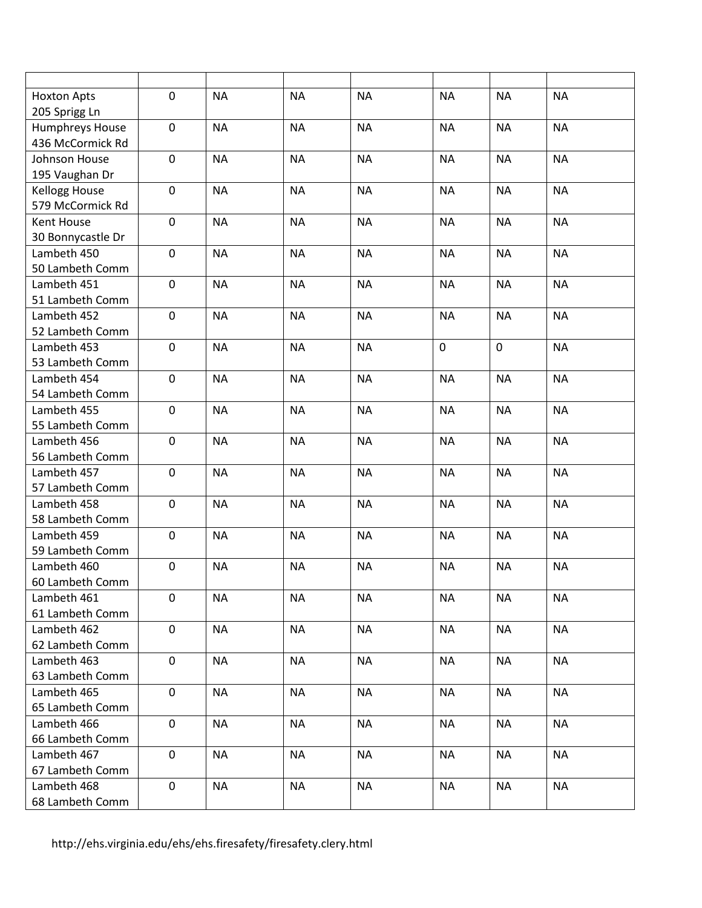| | | | | | | | |
|---|---|---|---|---|---|---|---|
| Hoxton Apts<br>205 Sprigg Ln | 0 | NA | NA | NA | NA | NA | NA |
| Humphreys House<br>436 McCormick Rd | 0 | NA | NA | NA | NA | NA | NA |
| Johnson House<br>195 Vaughan Dr | 0 | NA | NA | NA | NA | NA | NA |
| Kellogg House<br>579 McCormick Rd | 0 | NA | NA | NA | NA | NA | NA |
| Kent House<br>30 Bonnycastle Dr | 0 | NA | NA | NA | NA | NA | NA |
| Lambeth 450<br>50 Lambeth Comm | 0 | NA | NA | NA | NA | NA | NA |
| Lambeth 451<br>51 Lambeth Comm | 0 | NA | NA | NA | NA | NA | NA |
| Lambeth 452<br>52 Lambeth Comm | 0 | NA | NA | NA | NA | NA | NA |
| Lambeth 453<br>53 Lambeth Comm | 0 | NA | NA | NA | 0 | 0 | NA |
| Lambeth 454<br>54 Lambeth Comm | 0 | NA | NA | NA | NA | NA | NA |
| Lambeth 455<br>55 Lambeth Comm | 0 | NA | NA | NA | NA | NA | NA |
| Lambeth 456<br>56 Lambeth Comm | 0 | NA | NA | NA | NA | NA | NA |
| Lambeth 457<br>57 Lambeth Comm | 0 | NA | NA | NA | NA | NA | NA |
| Lambeth 458<br>58 Lambeth Comm | 0 | NA | NA | NA | NA | NA | NA |
| Lambeth 459<br>59 Lambeth Comm | 0 | NA | NA | NA | NA | NA | NA |
| Lambeth 460<br>60 Lambeth Comm | 0 | NA | NA | NA | NA | NA | NA |
| Lambeth 461<br>61 Lambeth Comm | 0 | NA | NA | NA | NA | NA | NA |
| Lambeth 462<br>62 Lambeth Comm | 0 | NA | NA | NA | NA | NA | NA |
| Lambeth 463<br>63 Lambeth Comm | 0 | NA | NA | NA | NA | NA | NA |
| Lambeth 465<br>65 Lambeth Comm | 0 | NA | NA | NA | NA | NA | NA |
| Lambeth 466<br>66 Lambeth Comm | 0 | NA | NA | NA | NA | NA | NA |
| Lambeth 467<br>67 Lambeth Comm | 0 | NA | NA | NA | NA | NA | NA |
| Lambeth 468<br>68 Lambeth Comm | 0 | NA | NA | NA | NA | NA | NA |

http://ehs.virginia.edu/ehs/ehs.firesafety/firesafety.clery.html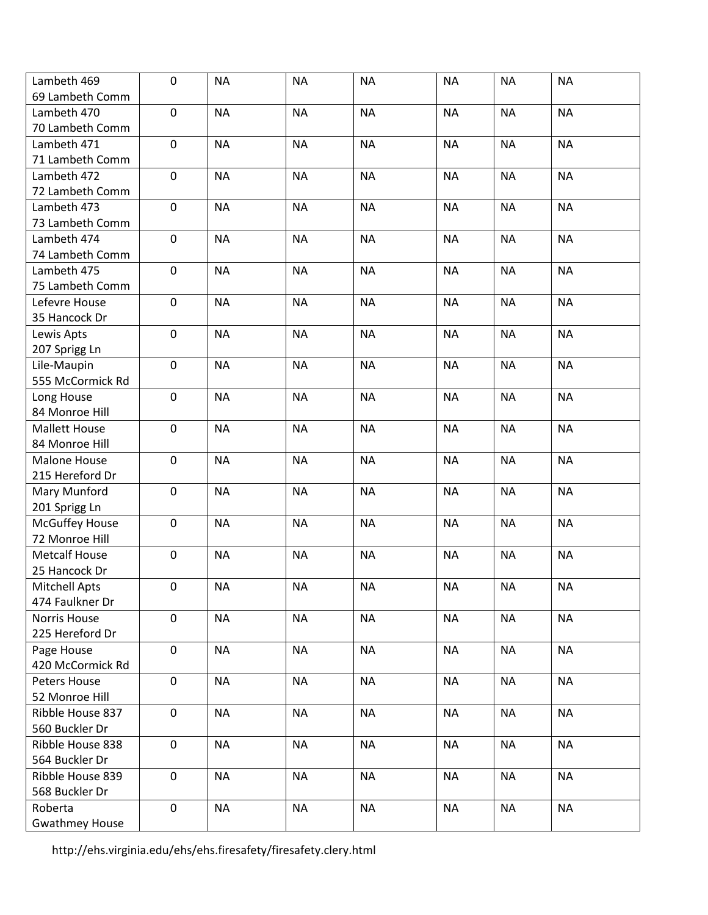| | | | | | | | |
|---|---|---|---|---|---|---|---|
| Lambeth 469<br>69 Lambeth Comm | 0 | NA | NA | NA | NA | NA | NA |
| Lambeth 470<br>70 Lambeth Comm | 0 | NA | NA | NA | NA | NA | NA |
| Lambeth 471<br>71 Lambeth Comm | 0 | NA | NA | NA | NA | NA | NA |
| Lambeth 472<br>72 Lambeth Comm | 0 | NA | NA | NA | NA | NA | NA |
| Lambeth 473<br>73 Lambeth Comm | 0 | NA | NA | NA | NA | NA | NA |
| Lambeth 474<br>74 Lambeth Comm | 0 | NA | NA | NA | NA | NA | NA |
| Lambeth 475<br>75 Lambeth Comm | 0 | NA | NA | NA | NA | NA | NA |
| Lefevre House<br>35 Hancock Dr | 0 | NA | NA | NA | NA | NA | NA |
| Lewis Apts<br>207 Sprigg Ln | 0 | NA | NA | NA | NA | NA | NA |
| Lile-Maupin<br>555 McCormick Rd | 0 | NA | NA | NA | NA | NA | NA |
| Long House<br>84 Monroe Hill | 0 | NA | NA | NA | NA | NA | NA |
| Mallett House<br>84 Monroe Hill | 0 | NA | NA | NA | NA | NA | NA |
| Malone House<br>215 Hereford Dr | 0 | NA | NA | NA | NA | NA | NA |
| Mary Munford<br>201 Sprigg Ln | 0 | NA | NA | NA | NA | NA | NA |
| McGuffey House<br>72 Monroe Hill | 0 | NA | NA | NA | NA | NA | NA |
| Metcalf House<br>25 Hancock Dr | 0 | NA | NA | NA | NA | NA | NA |
| Mitchell Apts<br>474 Faulkner Dr | 0 | NA | NA | NA | NA | NA | NA |
| Norris House<br>225 Hereford Dr | 0 | NA | NA | NA | NA | NA | NA |
| Page House<br>420 McCormick Rd | 0 | NA | NA | NA | NA | NA | NA |
| Peters House<br>52 Monroe Hill | 0 | NA | NA | NA | NA | NA | NA |
| Ribble House 837<br>560 Buckler Dr | 0 | NA | NA | NA | NA | NA | NA |
| Ribble House 838<br>564 Buckler Dr | 0 | NA | NA | NA | NA | NA | NA |
| Ribble House 839<br>568 Buckler Dr | 0 | NA | NA | NA | NA | NA | NA |
| Roberta<br>Gwathmey House | 0 | NA | NA | NA | NA | NA | NA |

http://ehs.virginia.edu/ehs/ehs.firesafety/firesafety.clery.html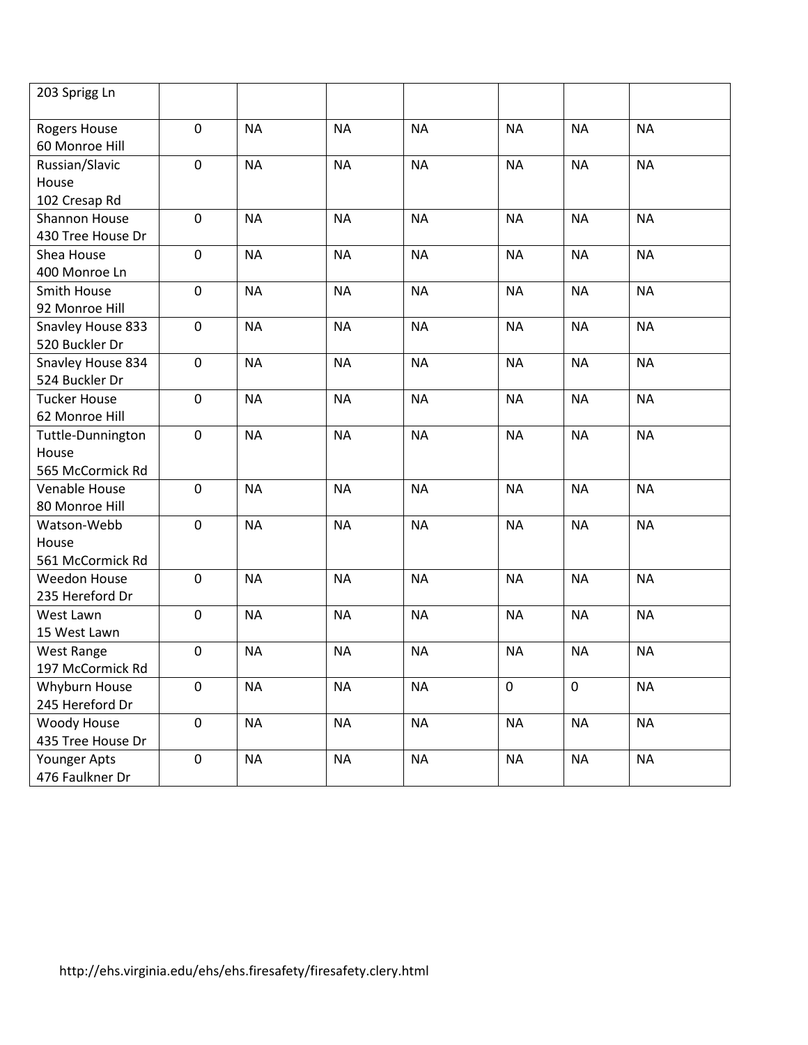| | | | | | | | |
|---|---|---|---|---|---|---|---|
| 203 Sprigg Ln | | | | | | | |
| Rogers House 60 Monroe Hill | 0 | NA | NA | NA | NA | NA | NA |
| Russian/Slavic House 102 Cresap Rd | 0 | NA | NA | NA | NA | NA | NA |
| Shannon House 430 Tree House Dr | 0 | NA | NA | NA | NA | NA | NA |
| Shea House 400 Monroe Ln | 0 | NA | NA | NA | NA | NA | NA |
| Smith House 92 Monroe Hill | 0 | NA | NA | NA | NA | NA | NA |
| Snavley House 833 520 Buckler Dr | 0 | NA | NA | NA | NA | NA | NA |
| Snavley House 834 524 Buckler Dr | 0 | NA | NA | NA | NA | NA | NA |
| Tucker House 62 Monroe Hill | 0 | NA | NA | NA | NA | NA | NA |
| Tuttle-Dunnington House 565 McCormick Rd | 0 | NA | NA | NA | NA | NA | NA |
| Venable House 80 Monroe Hill | 0 | NA | NA | NA | NA | NA | NA |
| Watson-Webb House 561 McCormick Rd | 0 | NA | NA | NA | NA | NA | NA |
| Weedon House 235 Hereford Dr | 0 | NA | NA | NA | NA | NA | NA |
| West Lawn 15 West Lawn | 0 | NA | NA | NA | NA | NA | NA |
| West Range 197 McCormick Rd | 0 | NA | NA | NA | NA | NA | NA |
| Whyburn House 245 Hereford Dr | 0 | NA | NA | NA | 0 | 0 | NA |
| Woody House 435 Tree House Dr | 0 | NA | NA | NA | NA | NA | NA |
| Younger Apts 476 Faulkner Dr | 0 | NA | NA | NA | NA | NA | NA |

http://ehs.virginia.edu/ehs/ehs.firesafety/firesafety.clery.html